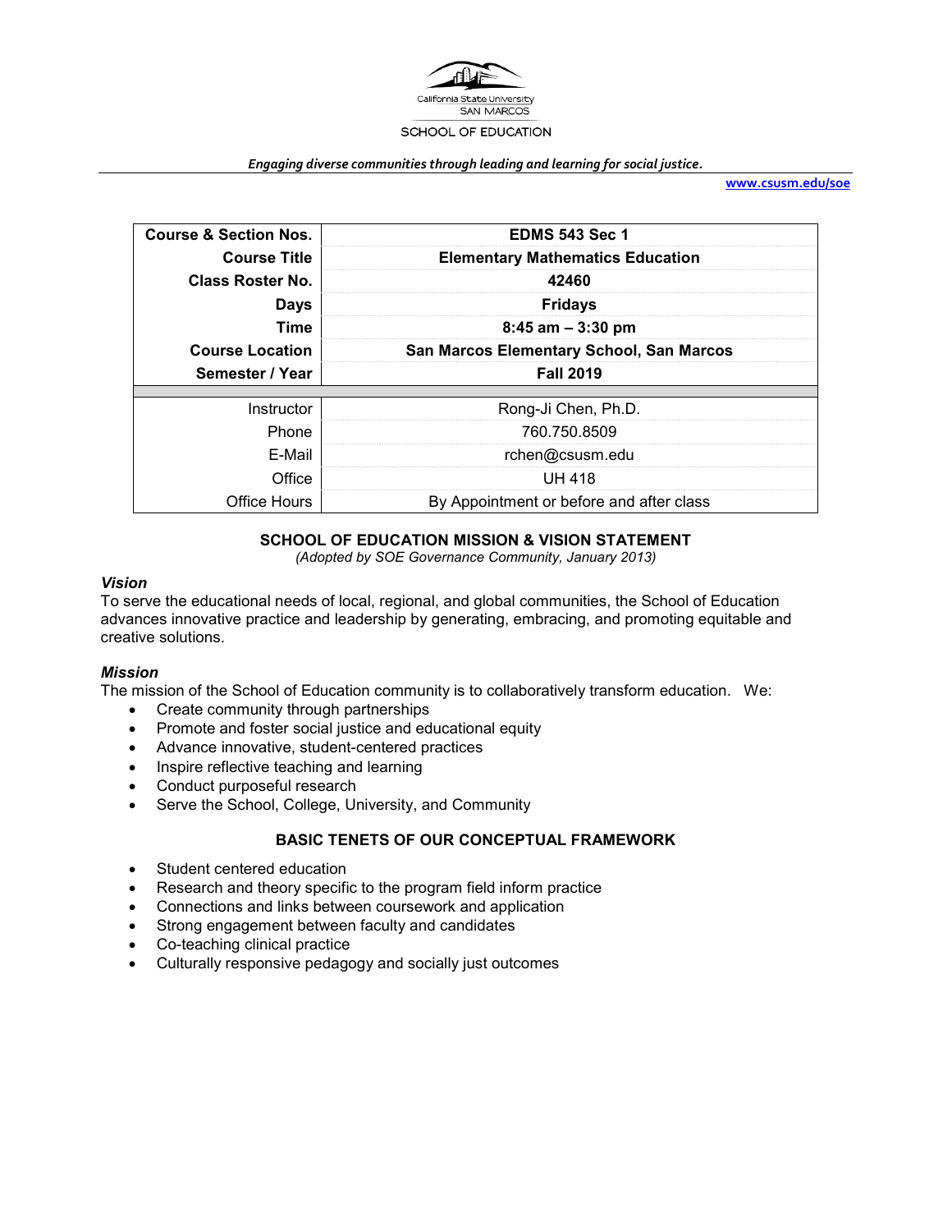California State University SAN MARCOS

SCHOOL OF EDUCATION

*Engaging diverse communities through leading and learning for social justice.*

www.csusm.edu/soe

| **Course & Section Nos.** | **EDMS 543 Sec 1** |
|---|---|
| **Course Title** | **Elementary Mathematics Education** |
| **Class Roster No.** | **42460** |
| **Days** | **Fridays** |
| **Time** | **8:45 am – 3:30 pm** |
| **Course Location** | **San Marcos Elementary School, San Marcos** |
| **Semester / Year** | **Fall 2019** |
| | |
| Instructor | Rong-Ji Chen, Ph.D. |
| Phone | 760.750.8509 |
| E-Mail | rchen@csusm.edu |
| Office | UH 418 |
| Office Hours | By Appointment or before and after class |

## SCHOOL OF EDUCATION MISSION & VISION STATEMENT

*(Adopted by SOE Governance Community, January 2013)*

### *Vision*

To serve the educational needs of local, regional, and global communities, the School of Education advances innovative practice and leadership by generating, embracing, and promoting equitable and creative solutions.

### *Mission*

The mission of the School of Education community is to collaboratively transform education. We:

- Create community through partnerships
- Promote and foster social justice and educational equity
- Advance innovative, student-centered practices
- Inspire reflective teaching and learning
- Conduct purposeful research
- Serve the School, College, University, and Community

## BASIC TENETS OF OUR CONCEPTUAL FRAMEWORK

- Student centered education
- Research and theory specific to the program field inform practice
- Connections and links between coursework and application
- Strong engagement between faculty and candidates
- Co-teaching clinical practice
- Culturally responsive pedagogy and socially just outcomes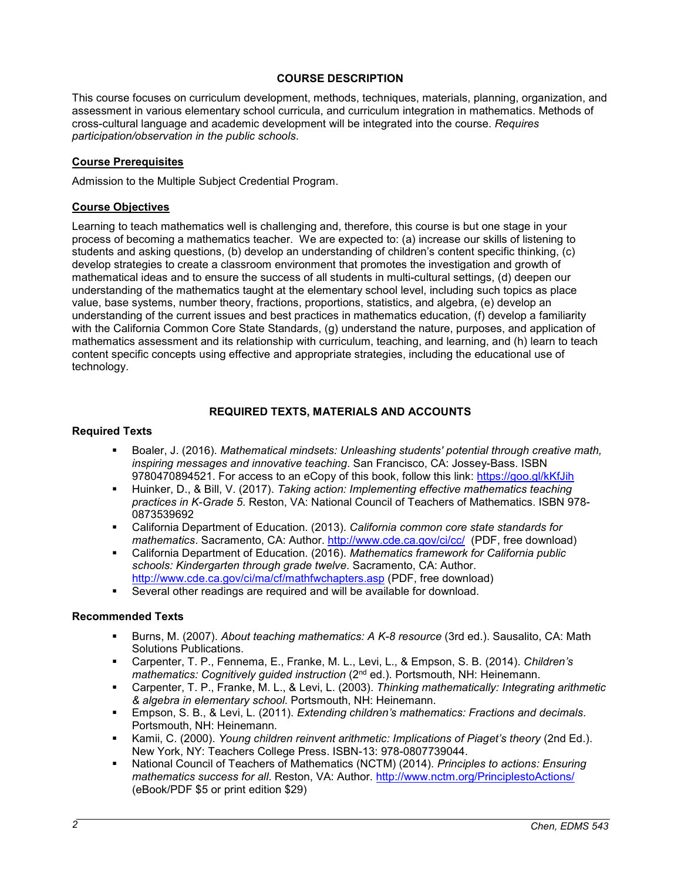## COURSE DESCRIPTION

This course focuses on curriculum development, methods, techniques, materials, planning, organization, and assessment in various elementary school curricula, and curriculum integration in mathematics. Methods of cross-cultural language and academic development will be integrated into the course. *Requires participation/observation in the public schools*.

### Course Prerequisites

Admission to the Multiple Subject Credential Program.

### Course Objectives

Learning to teach mathematics well is challenging and, therefore, this course is but one stage in your process of becoming a mathematics teacher. We are expected to: (a) increase our skills of listening to students and asking questions, (b) develop an understanding of children's content specific thinking, (c) develop strategies to create a classroom environment that promotes the investigation and growth of mathematical ideas and to ensure the success of all students in multi-cultural settings, (d) deepen our understanding of the mathematics taught at the elementary school level, including such topics as place value, base systems, number theory, fractions, proportions, statistics, and algebra, (e) develop an understanding of the current issues and best practices in mathematics education, (f) develop a familiarity with the California Common Core State Standards, (g) understand the nature, purposes, and application of mathematics assessment and its relationship with curriculum, teaching, and learning, and (h) learn to teach content specific concepts using effective and appropriate strategies, including the educational use of technology.

## REQUIRED TEXTS, MATERIALS AND ACCOUNTS

### Required Texts

- Boaler, J. (2016). *Mathematical mindsets: Unleashing students' potential through creative math, inspiring messages and innovative teaching*. San Francisco, CA: Jossey-Bass. ISBN 9780470894521. For access to an eCopy of this book, follow this link: https://goo.gl/kKfJih
- Huinker, D., & Bill, V. (2017). *Taking action: Implementing effective mathematics teaching practices in K-Grade 5*. Reston, VA: National Council of Teachers of Mathematics. ISBN 978-0873539692
- California Department of Education. (2013). *California common core state standards for mathematics*. Sacramento, CA: Author. http://www.cde.ca.gov/ci/cc/ (PDF, free download)
- California Department of Education. (2016). *Mathematics framework for California public schools: Kindergarten through grade twelve*. Sacramento, CA: Author. http://www.cde.ca.gov/ci/ma/cf/mathfwchapters.asp (PDF, free download)
- Several other readings are required and will be available for download.

### Recommended Texts

- Burns, M. (2007). *About teaching mathematics: A K-8 resource* (3rd ed.). Sausalito, CA: Math Solutions Publications.
- Carpenter, T. P., Fennema, E., Franke, M. L., Levi, L., & Empson, S. B. (2014). *Children's mathematics: Cognitively guided instruction* (2nd ed.). Portsmouth, NH: Heinemann.
- Carpenter, T. P., Franke, M. L., & Levi, L. (2003). *Thinking mathematically: Integrating arithmetic & algebra in elementary school*. Portsmouth, NH: Heinemann.
- Empson, S. B., & Levi, L. (2011). *Extending children's mathematics: Fractions and decimals*. Portsmouth, NH: Heinemann.
- Kamii, C. (2000). *Young children reinvent arithmetic: Implications of Piaget's theory* (2nd Ed.). New York, NY: Teachers College Press. ISBN-13: 978-0807739044.
- National Council of Teachers of Mathematics (NCTM) (2014). *Principles to actions: Ensuring mathematics success for all*. Reston, VA: Author. http://www.nctm.org/PrinciplestoActions/ (eBook/PDF $5 or print edition $29)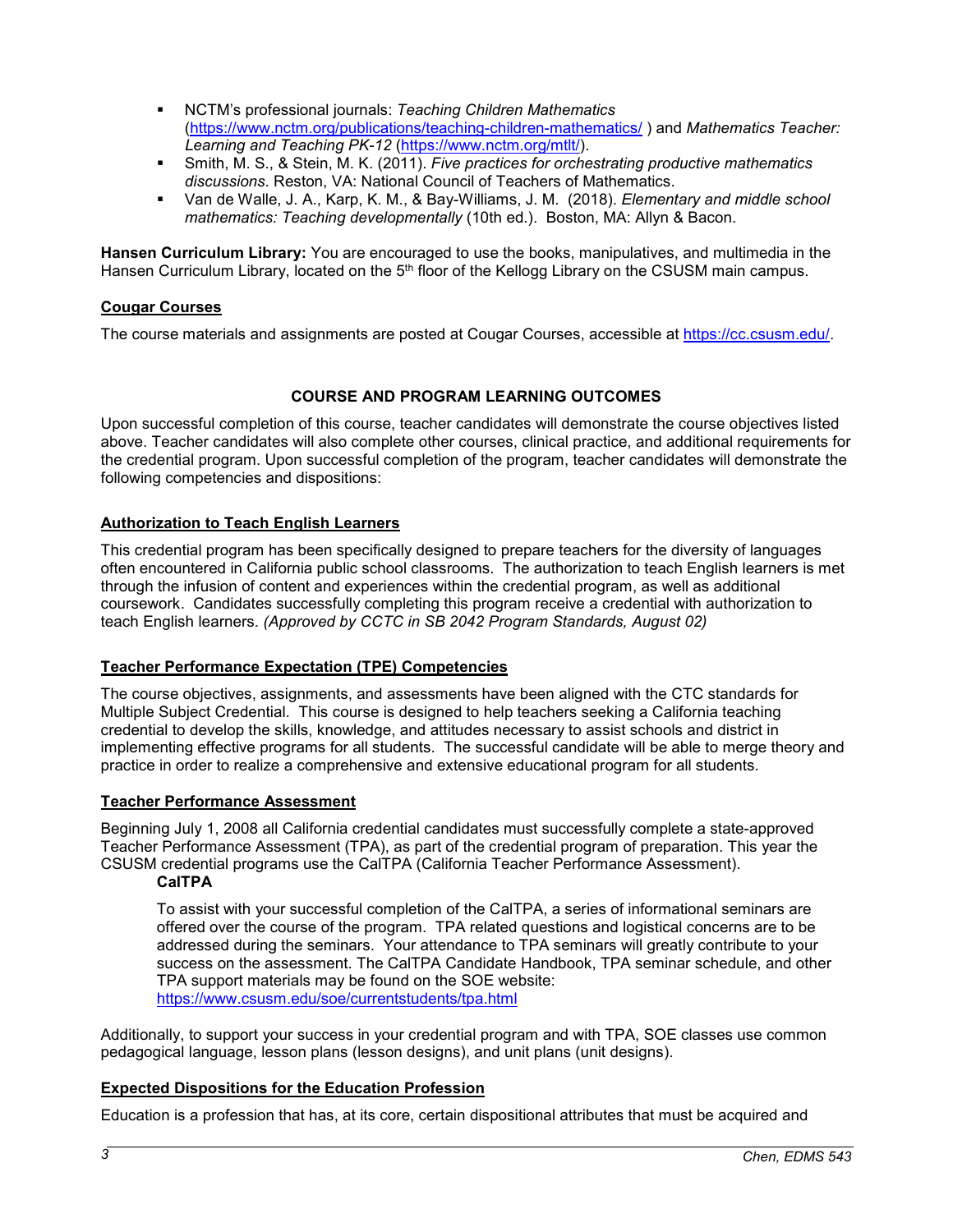- NCTM's professional journals: *Teaching Children Mathematics* (https://www.nctm.org/publications/teaching-children-mathematics/ ) and *Mathematics Teacher: Learning and Teaching PK-12* (https://www.nctm.org/mtlt/).
- Smith, M. S., & Stein, M. K. (2011). *Five practices for orchestrating productive mathematics discussions*. Reston, VA: National Council of Teachers of Mathematics.
- Van de Walle, J. A., Karp, K. M., & Bay-Williams, J. M. (2018). *Elementary and middle school mathematics: Teaching developmentally* (10th ed.). Boston, MA: Allyn & Bacon.

**Hansen Curriculum Library:** You are encouraged to use the books, manipulatives, and multimedia in the Hansen Curriculum Library, located on the 5th floor of the Kellogg Library on the CSUSM main campus.

### Cougar Courses

The course materials and assignments are posted at Cougar Courses, accessible at https://cc.csusm.edu/.

## COURSE AND PROGRAM LEARNING OUTCOMES

Upon successful completion of this course, teacher candidates will demonstrate the course objectives listed above. Teacher candidates will also complete other courses, clinical practice, and additional requirements for the credential program. Upon successful completion of the program, teacher candidates will demonstrate the following competencies and dispositions:

### Authorization to Teach English Learners

This credential program has been specifically designed to prepare teachers for the diversity of languages often encountered in California public school classrooms. The authorization to teach English learners is met through the infusion of content and experiences within the credential program, as well as additional coursework. Candidates successfully completing this program receive a credential with authorization to teach English learners. *(Approved by CCTC in SB 2042 Program Standards, August 02)*

### Teacher Performance Expectation (TPE) Competencies

The course objectives, assignments, and assessments have been aligned with the CTC standards for Multiple Subject Credential. This course is designed to help teachers seeking a California teaching credential to develop the skills, knowledge, and attitudes necessary to assist schools and district in implementing effective programs for all students. The successful candidate will be able to merge theory and practice in order to realize a comprehensive and extensive educational program for all students.

### Teacher Performance Assessment

Beginning July 1, 2008 all California credential candidates must successfully complete a state-approved Teacher Performance Assessment (TPA), as part of the credential program of preparation. This year the CSUSM credential programs use the CalTPA (California Teacher Performance Assessment).

**CalTPA**

To assist with your successful completion of the CalTPA, a series of informational seminars are offered over the course of the program. TPA related questions and logistical concerns are to be addressed during the seminars. Your attendance to TPA seminars will greatly contribute to your success on the assessment. The CalTPA Candidate Handbook, TPA seminar schedule, and other TPA support materials may be found on the SOE website: https://www.csusm.edu/soe/currentstudents/tpa.html

Additionally, to support your success in your credential program and with TPA, SOE classes use common pedagogical language, lesson plans (lesson designs), and unit plans (unit designs).

### Expected Dispositions for the Education Profession

Education is a profession that has, at its core, certain dispositional attributes that must be acquired and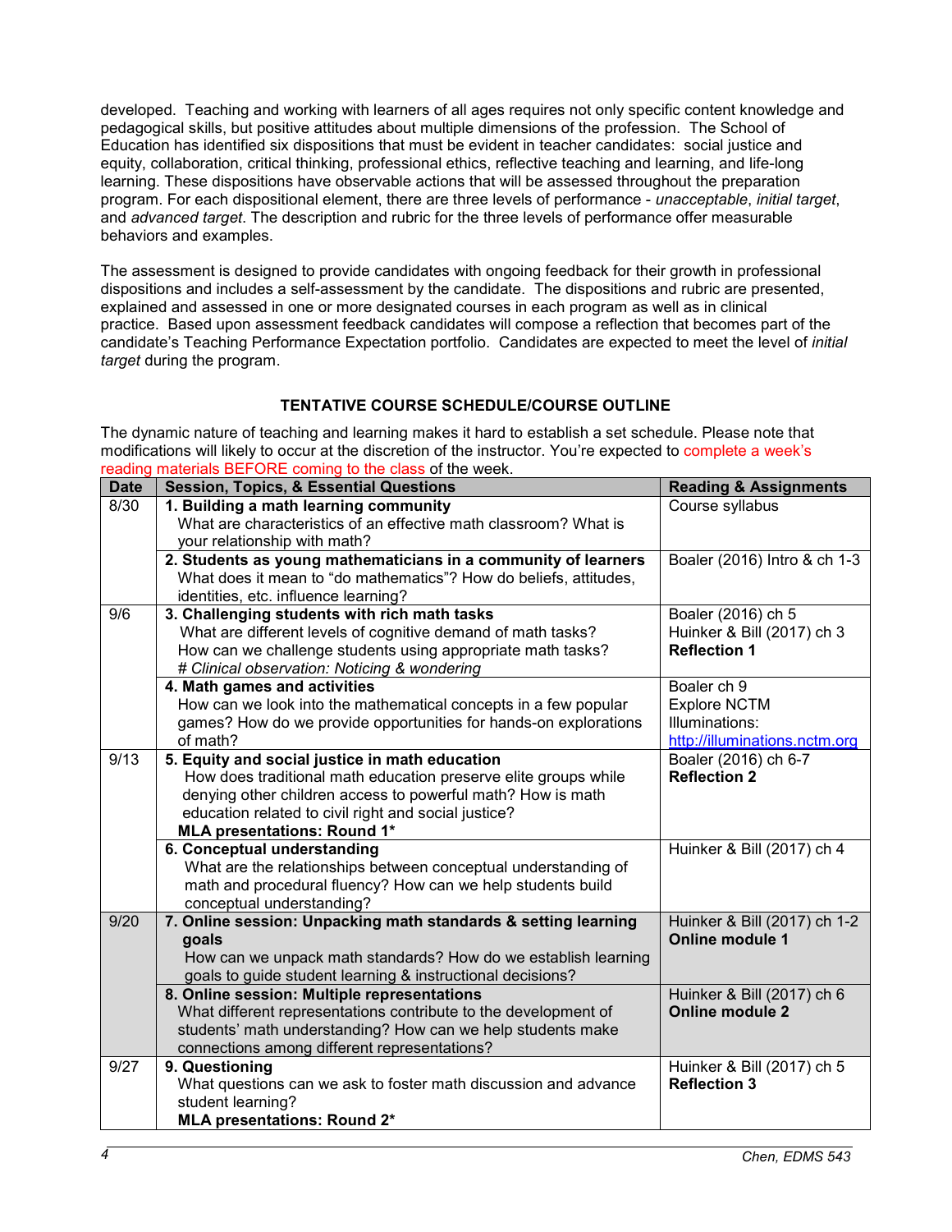developed. Teaching and working with learners of all ages requires not only specific content knowledge and pedagogical skills, but positive attitudes about multiple dimensions of the profession. The School of Education has identified six dispositions that must be evident in teacher candidates: social justice and equity, collaboration, critical thinking, professional ethics, reflective teaching and learning, and life-long learning. These dispositions have observable actions that will be assessed throughout the preparation program. For each dispositional element, there are three levels of performance - *unacceptable*, *initial target*, and *advanced target*. The description and rubric for the three levels of performance offer measurable behaviors and examples.

The assessment is designed to provide candidates with ongoing feedback for their growth in professional dispositions and includes a self-assessment by the candidate. The dispositions and rubric are presented, explained and assessed in one or more designated courses in each program as well as in clinical practice. Based upon assessment feedback candidates will compose a reflection that becomes part of the candidate's Teaching Performance Expectation portfolio. Candidates are expected to meet the level of *initial target* during the program.

## TENTATIVE COURSE SCHEDULE/COURSE OUTLINE

The dynamic nature of teaching and learning makes it hard to establish a set schedule. Please note that modifications will likely to occur at the discretion of the instructor. You're expected to complete a week's reading materials BEFORE coming to the class of the week.

| Date | Session, Topics, & Essential Questions | Reading & Assignments |
|---|---|---|
| 8/30 | **1. Building a math learning community**<br>What are characteristics of an effective math classroom? What is your relationship with math? | Course syllabus |
| | **2. Students as young mathematicians in a community of learners**<br>What does it mean to "do mathematics"? How do beliefs, attitudes, identities, etc. influence learning? | Boaler (2016) Intro & ch 1-3 |
| 9/6 | **3. Challenging students with rich math tasks**<br>What are different levels of cognitive demand of math tasks? How can we challenge students using appropriate math tasks?<br>*# Clinical observation: Noticing & wondering* | Boaler (2016) ch 5<br>Huinker & Bill (2017) ch 3<br>**Reflection 1** |
| | **4. Math games and activities**<br>How can we look into the mathematical concepts in a few popular games? How do we provide opportunities for hands-on explorations of math? | Boaler ch 9<br>Explore NCTM Illuminations: http://illuminations.nctm.org |
| 9/13 | **5. Equity and social justice in math education**<br>How does traditional math education preserve elite groups while denying other children access to powerful math? How is math education related to civil right and social justice?<br>**MLA presentations: Round 1*** | Boaler (2016) ch 6-7<br>**Reflection 2** |
| | **6. Conceptual understanding**<br>What are the relationships between conceptual understanding of math and procedural fluency? How can we help students build conceptual understanding? | Huinker & Bill (2017) ch 4 |
| 9/20 | **7. Online session: Unpacking math standards & setting learning goals**<br>How can we unpack math standards? How do we establish learning goals to guide student learning & instructional decisions? | Huinker & Bill (2017) ch 1-2<br>**Online module 1** |
| | **8. Online session: Multiple representations**<br>What different representations contribute to the development of students' math understanding? How can we help students make connections among different representations? | Huinker & Bill (2017) ch 6<br>**Online module 2** |
| 9/27 | **9. Questioning**<br>What questions can we ask to foster math discussion and advance student learning?<br>**MLA presentations: Round 2*** | Huinker & Bill (2017) ch 5<br>**Reflection 3** |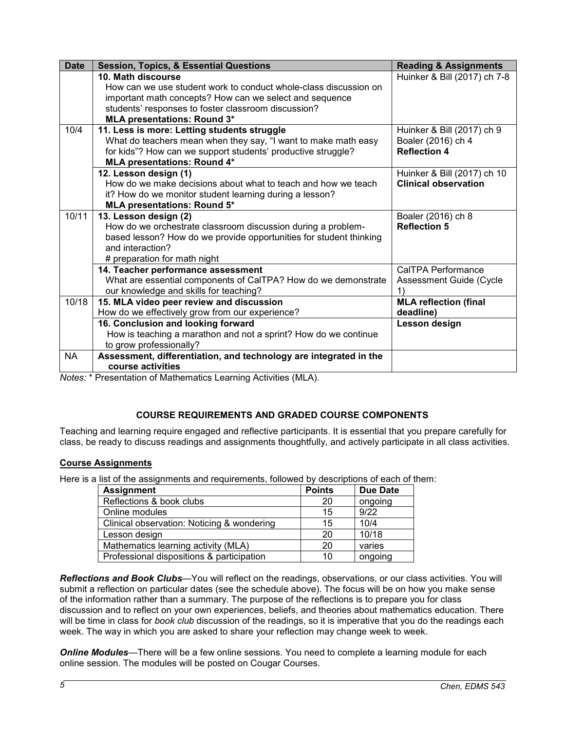| Date | Session, Topics, & Essential Questions | Reading & Assignments |
|---|---|---|
| | **10. Math discourse**<br>How can we use student work to conduct whole-class discussion on important math concepts? How can we select and sequence students' responses to foster classroom discussion?<br>**MLA presentations: Round 3*** | Huinker & Bill (2017) ch 7-8 |
| 10/4 | **11. Less is more: Letting students struggle**<br>What do teachers mean when they say, "I want to make math easy for kids"? How can we support students' productive struggle?<br>**MLA presentations: Round 4*** | Huinker & Bill (2017) ch 9<br>Boaler (2016) ch 4<br>**Reflection 4** |
| | **12. Lesson design (1)**<br>How do we make decisions about what to teach and how we teach it? How do we monitor student learning during a lesson?<br>**MLA presentations: Round 5*** | Huinker & Bill (2017) ch 10<br>**Clinical observation** |
| 10/11 | **13. Lesson design (2)**<br>How do we orchestrate classroom discussion during a problem-based lesson? How do we provide opportunities for student thinking and interaction?<br># preparation for math night | Boaler (2016) ch 8<br>**Reflection 5** |
| | **14. Teacher performance assessment**<br>What are essential components of CalTPA? How do we demonstrate our knowledge and skills for teaching? | CalTPA Performance Assessment Guide (Cycle 1) |
| 10/18 | **15. MLA video peer review and discussion**<br>How do we effectively grow from our experience? | **MLA reflection (final deadline)** |
| | **16. Conclusion and looking forward**<br>How is teaching a marathon and not a sprint? How do we continue to grow professionally? | **Lesson design** |
| NA | **Assessment, differentiation, and technology are integrated in the course activities** | |

*Notes:* * Presentation of Mathematics Learning Activities (MLA).

## COURSE REQUIREMENTS AND GRADED COURSE COMPONENTS

Teaching and learning require engaged and reflective participants. It is essential that you prepare carefully for class, be ready to discuss readings and assignments thoughtfully, and actively participate in all class activities.

### Course Assignments

Here is a list of the assignments and requirements, followed by descriptions of each of them:

| Assignment | Points | Due Date |
|---|---|---|
| Reflections & book clubs | 20 | ongoing |
| Online modules | 15 | 9/22 |
| Clinical observation: Noticing & wondering | 15 | 10/4 |
| Lesson design | 20 | 10/18 |
| Mathematics learning activity (MLA) | 20 | varies |
| Professional dispositions & participation | 10 | ongoing |

***Reflections and Book Clubs***—You will reflect on the readings, observations, or our class activities. You will submit a reflection on particular dates (see the schedule above). The focus will be on how you make sense of the information rather than a summary. The purpose of the reflections is to prepare you for class discussion and to reflect on your own experiences, beliefs, and theories about mathematics education. There will be time in class for *book club* discussion of the readings, so it is imperative that you do the readings each week. The way in which you are asked to share your reflection may change week to week.

***Online Modules***—There will be a few online sessions. You need to complete a learning module for each online session. The modules will be posted on Cougar Courses.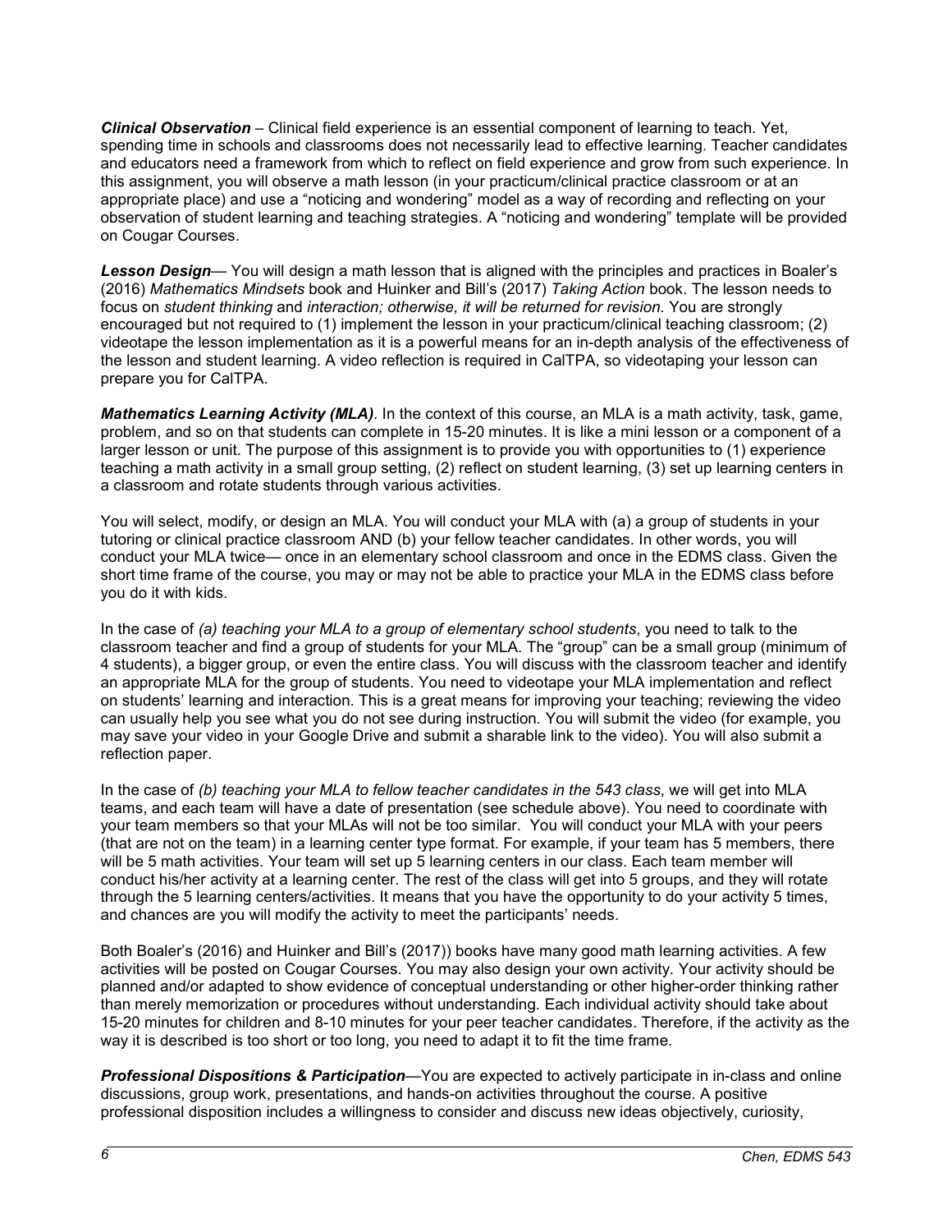***Clinical Observation*** – Clinical field experience is an essential component of learning to teach. Yet, spending time in schools and classrooms does not necessarily lead to effective learning. Teacher candidates and educators need a framework from which to reflect on field experience and grow from such experience. In this assignment, you will observe a math lesson (in your practicum/clinical practice classroom or at an appropriate place) and use a "noticing and wondering" model as a way of recording and reflecting on your observation of student learning and teaching strategies. A "noticing and wondering" template will be provided on Cougar Courses.

***Lesson Design***— You will design a math lesson that is aligned with the principles and practices in Boaler's (2016) *Mathematics Mindsets* book and Huinker and Bill's (2017) *Taking Action* book. The lesson needs to focus on *student thinking* and *interaction; otherwise, it will be returned for revision*. You are strongly encouraged but not required to (1) implement the lesson in your practicum/clinical teaching classroom; (2) videotape the lesson implementation as it is a powerful means for an in-depth analysis of the effectiveness of the lesson and student learning. A video reflection is required in CalTPA, so videotaping your lesson can prepare you for CalTPA.

***Mathematics Learning Activity (MLA)***. In the context of this course, an MLA is a math activity, task, game, problem, and so on that students can complete in 15-20 minutes. It is like a mini lesson or a component of a larger lesson or unit. The purpose of this assignment is to provide you with opportunities to (1) experience teaching a math activity in a small group setting, (2) reflect on student learning, (3) set up learning centers in a classroom and rotate students through various activities.

You will select, modify, or design an MLA. You will conduct your MLA with (a) a group of students in your tutoring or clinical practice classroom AND (b) your fellow teacher candidates. In other words, you will conduct your MLA twice— once in an elementary school classroom and once in the EDMS class. Given the short time frame of the course, you may or may not be able to practice your MLA in the EDMS class before you do it with kids.

In the case of *(a) teaching your MLA to a group of elementary school students*, you need to talk to the classroom teacher and find a group of students for your MLA. The "group" can be a small group (minimum of 4 students), a bigger group, or even the entire class. You will discuss with the classroom teacher and identify an appropriate MLA for the group of students. You need to videotape your MLA implementation and reflect on students' learning and interaction. This is a great means for improving your teaching; reviewing the video can usually help you see what you do not see during instruction. You will submit the video (for example, you may save your video in your Google Drive and submit a sharable link to the video). You will also submit a reflection paper.

In the case of *(b) teaching your MLA to fellow teacher candidates in the 543 class*, we will get into MLA teams, and each team will have a date of presentation (see schedule above). You need to coordinate with your team members so that your MLAs will not be too similar. You will conduct your MLA with your peers (that are not on the team) in a learning center type format. For example, if your team has 5 members, there will be 5 math activities. Your team will set up 5 learning centers in our class. Each team member will conduct his/her activity at a learning center. The rest of the class will get into 5 groups, and they will rotate through the 5 learning centers/activities. It means that you have the opportunity to do your activity 5 times, and chances are you will modify the activity to meet the participants' needs.

Both Boaler's (2016) and Huinker and Bill's (2017)) books have many good math learning activities. A few activities will be posted on Cougar Courses. You may also design your own activity. Your activity should be planned and/or adapted to show evidence of conceptual understanding or other higher-order thinking rather than merely memorization or procedures without understanding. Each individual activity should take about 15-20 minutes for children and 8-10 minutes for your peer teacher candidates. Therefore, if the activity as the way it is described is too short or too long, you need to adapt it to fit the time frame.

***Professional Dispositions & Participation***—You are expected to actively participate in in-class and online discussions, group work, presentations, and hands-on activities throughout the course. A positive professional disposition includes a willingness to consider and discuss new ideas objectively, curiosity,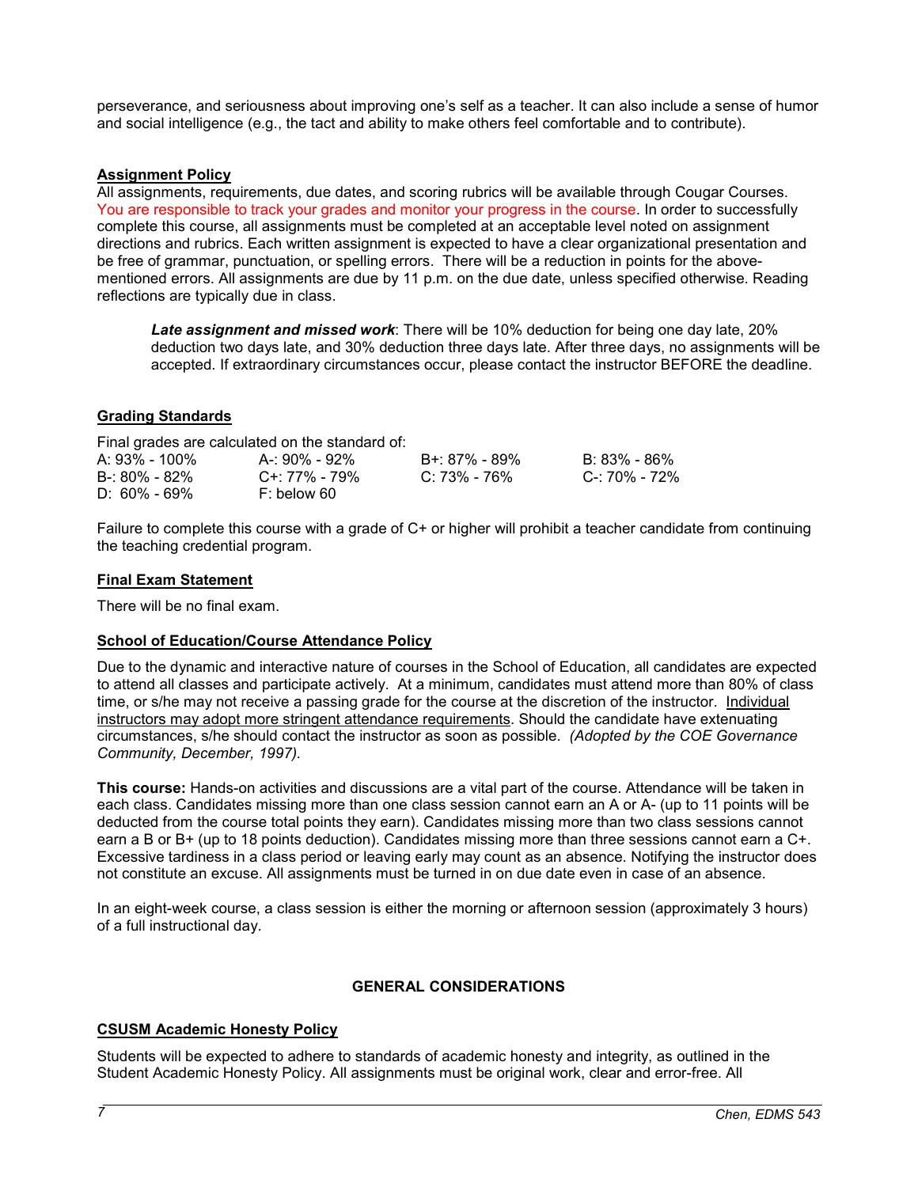perseverance, and seriousness about improving one's self as a teacher. It can also include a sense of humor and social intelligence (e.g., the tact and ability to make others feel comfortable and to contribute).

**Assignment Policy**

All assignments, requirements, due dates, and scoring rubrics will be available through Cougar Courses. You are responsible to track your grades and monitor your progress in the course. In order to successfully complete this course, all assignments must be completed at an acceptable level noted on assignment directions and rubrics. Each written assignment is expected to have a clear organizational presentation and be free of grammar, punctuation, or spelling errors. There will be a reduction in points for the above-mentioned errors. All assignments are due by 11 p.m. on the due date, unless specified otherwise. Reading reflections are typically due in class.

> ***Late assignment and missed work***: There will be 10% deduction for being one day late, 20% deduction two days late, and 30% deduction three days late. After three days, no assignments will be accepted. If extraordinary circumstances occur, please contact the instructor BEFORE the deadline.

**Grading Standards**

Final grades are calculated on the standard of:

| | | | |
|---|---|---|---|
| A: 93% - 100% | A-: 90% - 92% | B+: 87% - 89% | B: 83% - 86% |
| B-: 80% - 82% | C+: 77% - 79% | C: 73% - 76% | C-: 70% - 72% |
| D: 60% - 69% | F: below 60 | | |

Failure to complete this course with a grade of C+ or higher will prohibit a teacher candidate from continuing the teaching credential program.

**Final Exam Statement**

There will be no final exam.

**School of Education/Course Attendance Policy**

Due to the dynamic and interactive nature of courses in the School of Education, all candidates are expected to attend all classes and participate actively. At a minimum, candidates must attend more than 80% of class time, or s/he may not receive a passing grade for the course at the discretion of the instructor. Individual instructors may adopt more stringent attendance requirements. Should the candidate have extenuating circumstances, s/he should contact the instructor as soon as possible. *(Adopted by the COE Governance Community, December, 1997).*

**This course:** Hands-on activities and discussions are a vital part of the course. Attendance will be taken in each class. Candidates missing more than one class session cannot earn an A or A- (up to 11 points will be deducted from the course total points they earn). Candidates missing more than two class sessions cannot earn a B or B+ (up to 18 points deduction). Candidates missing more than three sessions cannot earn a C+. Excessive tardiness in a class period or leaving early may count as an absence. Notifying the instructor does not constitute an excuse. All assignments must be turned in on due date even in case of an absence.

In an eight-week course, a class session is either the morning or afternoon session (approximately 3 hours) of a full instructional day.

**GENERAL CONSIDERATIONS**

**CSUSM Academic Honesty Policy**

Students will be expected to adhere to standards of academic honesty and integrity, as outlined in the Student Academic Honesty Policy. All assignments must be original work, clear and error-free. All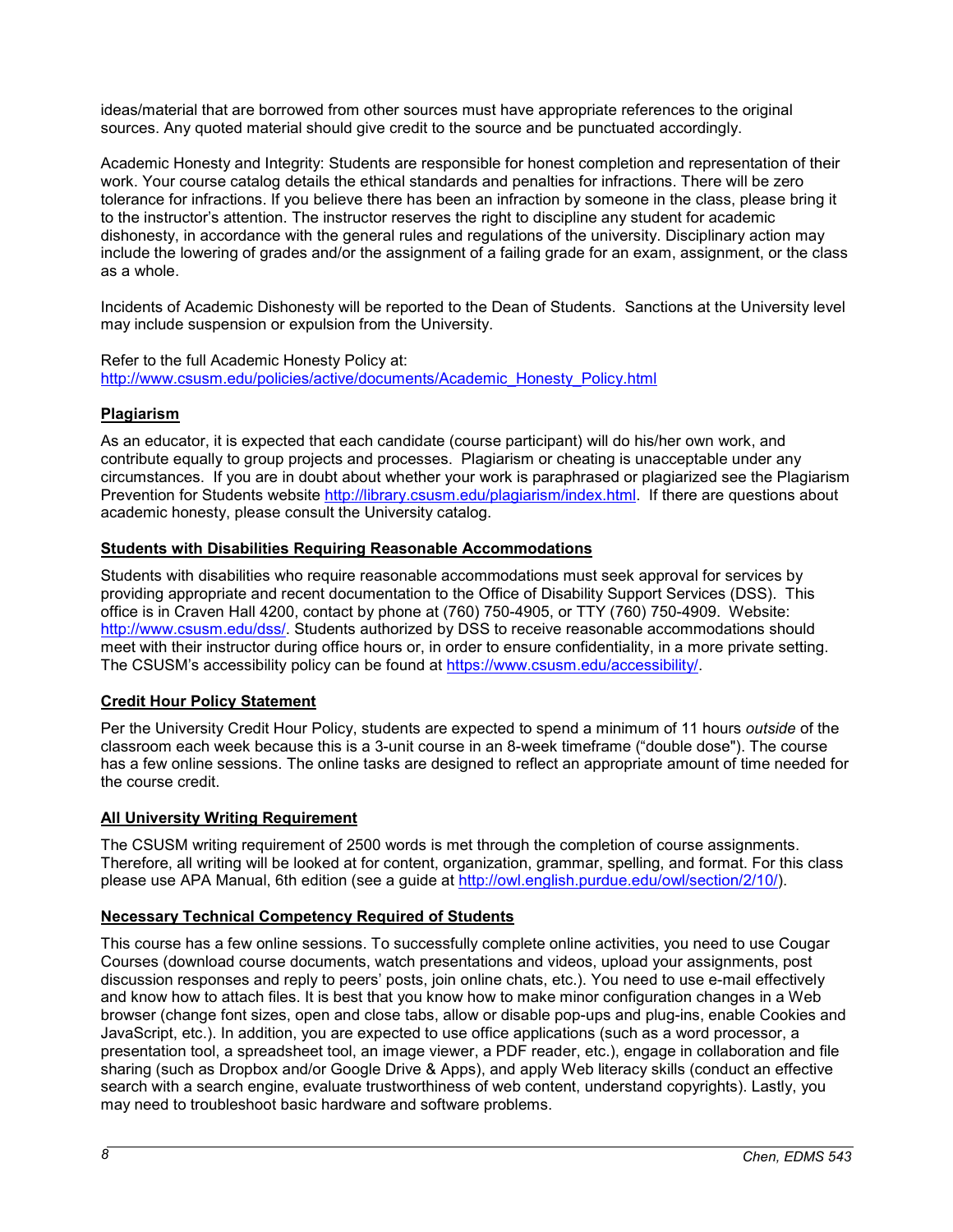ideas/material that are borrowed from other sources must have appropriate references to the original sources. Any quoted material should give credit to the source and be punctuated accordingly.

Academic Honesty and Integrity: Students are responsible for honest completion and representation of their work. Your course catalog details the ethical standards and penalties for infractions. There will be zero tolerance for infractions. If you believe there has been an infraction by someone in the class, please bring it to the instructor's attention. The instructor reserves the right to discipline any student for academic dishonesty, in accordance with the general rules and regulations of the university. Disciplinary action may include the lowering of grades and/or the assignment of a failing grade for an exam, assignment, or the class as a whole.

Incidents of Academic Dishonesty will be reported to the Dean of Students. Sanctions at the University level may include suspension or expulsion from the University.

Refer to the full Academic Honesty Policy at: [http://www.csusm.edu/policies/active/documents/Academic_Honesty_Policy.html](http://www.csusm.edu/policies/active/documents/Academic_Honesty_Policy.html)

## Plagiarism

As an educator, it is expected that each candidate (course participant) will do his/her own work, and contribute equally to group projects and processes. Plagiarism or cheating is unacceptable under any circumstances. If you are in doubt about whether your work is paraphrased or plagiarized see the Plagiarism Prevention for Students website [http://library.csusm.edu/plagiarism/index.html](http://library.csusm.edu/plagiarism/index.html). If there are questions about academic honesty, please consult the University catalog.

## Students with Disabilities Requiring Reasonable Accommodations

Students with disabilities who require reasonable accommodations must seek approval for services by providing appropriate and recent documentation to the Office of Disability Support Services (DSS). This office is in Craven Hall 4200, contact by phone at (760) 750-4905, or TTY (760) 750-4909. Website: [http://www.csusm.edu/dss/](http://www.csusm.edu/dss/). Students authorized by DSS to receive reasonable accommodations should meet with their instructor during office hours or, in order to ensure confidentiality, in a more private setting. The CSUSM's accessibility policy can be found at [https://www.csusm.edu/accessibility/](https://www.csusm.edu/accessibility/).

## Credit Hour Policy Statement

Per the University Credit Hour Policy, students are expected to spend a minimum of 11 hours *outside* of the classroom each week because this is a 3-unit course in an 8-week timeframe ("double dose"). The course has a few online sessions. The online tasks are designed to reflect an appropriate amount of time needed for the course credit.

## All University Writing Requirement

The CSUSM writing requirement of 2500 words is met through the completion of course assignments. Therefore, all writing will be looked at for content, organization, grammar, spelling, and format. For this class please use APA Manual, 6th edition (see a guide at [http://owl.english.purdue.edu/owl/section/2/10/](http://owl.english.purdue.edu/owl/section/2/10/)).

## Necessary Technical Competency Required of Students

This course has a few online sessions. To successfully complete online activities, you need to use Cougar Courses (download course documents, watch presentations and videos, upload your assignments, post discussion responses and reply to peers' posts, join online chats, etc.). You need to use e-mail effectively and know how to attach files. It is best that you know how to make minor configuration changes in a Web browser (change font sizes, open and close tabs, allow or disable pop-ups and plug-ins, enable Cookies and JavaScript, etc.). In addition, you are expected to use office applications (such as a word processor, a presentation tool, a spreadsheet tool, an image viewer, a PDF reader, etc.), engage in collaboration and file sharing (such as Dropbox and/or Google Drive & Apps), and apply Web literacy skills (conduct an effective search with a search engine, evaluate trustworthiness of web content, understand copyrights). Lastly, you may need to troubleshoot basic hardware and software problems.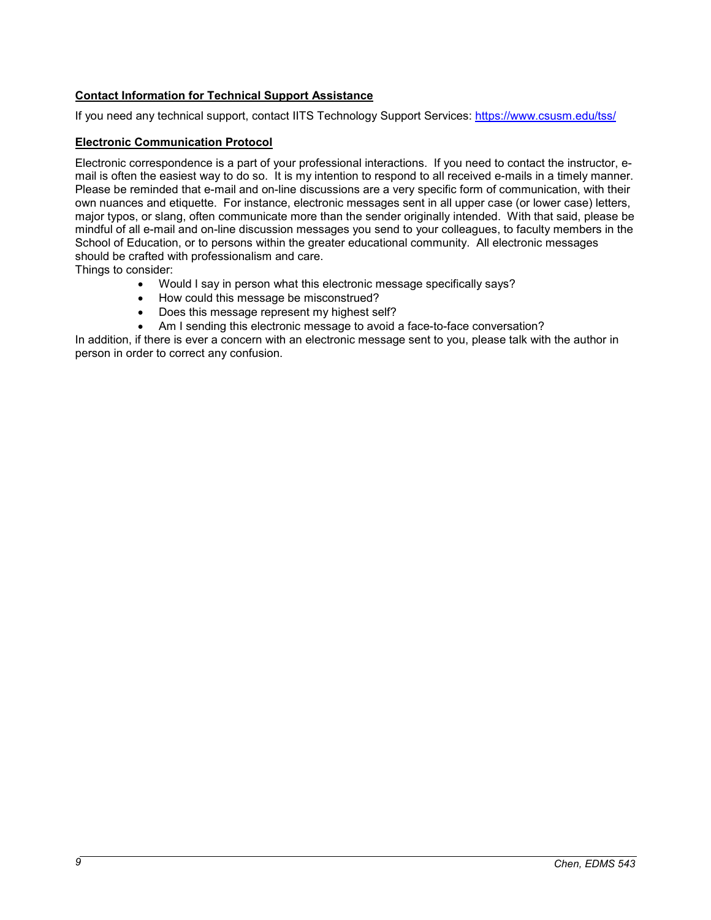## Contact Information for Technical Support Assistance

If you need any technical support, contact IITS Technology Support Services: https://www.csusm.edu/tss/

## Electronic Communication Protocol

Electronic correspondence is a part of your professional interactions. If you need to contact the instructor, e-mail is often the easiest way to do so. It is my intention to respond to all received e-mails in a timely manner. Please be reminded that e-mail and on-line discussions are a very specific form of communication, with their own nuances and etiquette. For instance, electronic messages sent in all upper case (or lower case) letters, major typos, or slang, often communicate more than the sender originally intended. With that said, please be mindful of all e-mail and on-line discussion messages you send to your colleagues, to faculty members in the School of Education, or to persons within the greater educational community. All electronic messages should be crafted with professionalism and care.

Things to consider:

- Would I say in person what this electronic message specifically says?
- How could this message be misconstrued?
- Does this message represent my highest self?
- Am I sending this electronic message to avoid a face-to-face conversation?

In addition, if there is ever a concern with an electronic message sent to you, please talk with the author in person in order to correct any confusion.